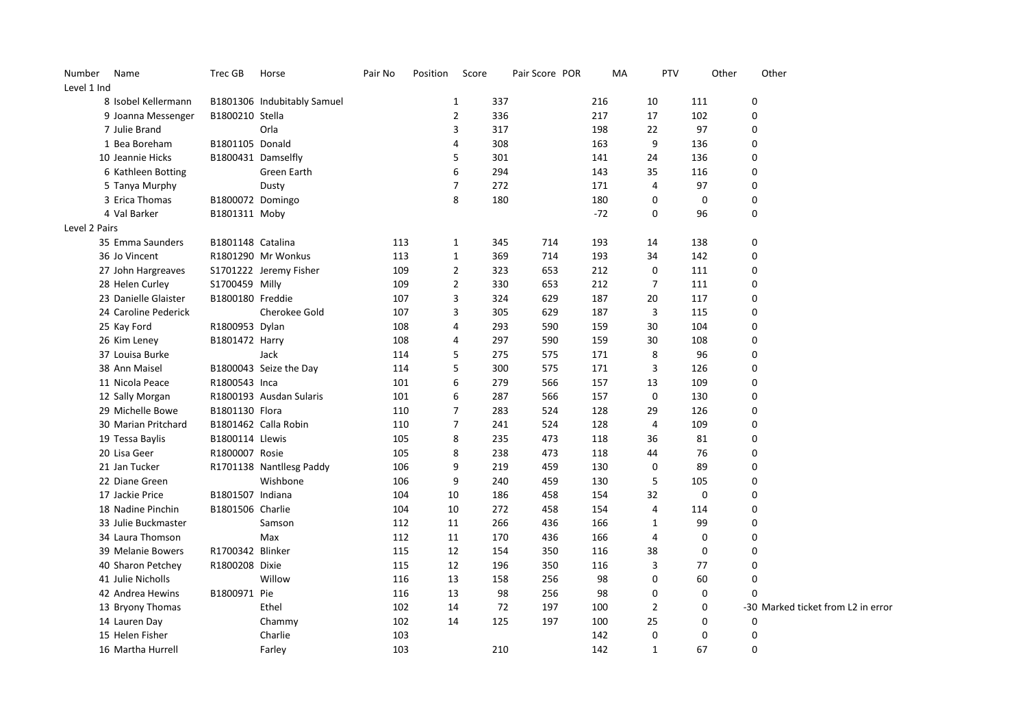| Number | Name | Trec GB | Horse | Pair No | Position | Score | Pair Score | POR | MA | PTV | Other | Other |
|---|---|---|---|---|---|---|---|---|---|---|---|---|
| Level 1 Ind | | | | | | | | | | | | |
| 8 | Isobel Kellermann | B1801306 | Indubitably Samuel | | 1 | 337 | | 216 | 10 | 111 | 0 | |
| 9 | Joanna Messenger | B1800210 | Stella | | 2 | 336 | | 217 | 17 | 102 | 0 | |
| 7 | Julie Brand | | Orla | | 3 | 317 | | 198 | 22 | 97 | 0 | |
| 1 | Bea Boreham | B1801105 | Donald | | 4 | 308 | | 163 | 9 | 136 | 0 | |
| 10 | Jeannie Hicks | B1800431 | Damselfly | | 5 | 301 | | 141 | 24 | 136 | 0 | |
| 6 | Kathleen Botting | | Green Earth | | 6 | 294 | | 143 | 35 | 116 | 0 | |
| 5 | Tanya Murphy | | Dusty | | 7 | 272 | | 171 | 4 | 97 | 0 | |
| 3 | Erica Thomas | B1800072 | Domingo | | 8 | 180 | | 180 | 0 | 0 | 0 | |
| 4 | Val Barker | B1801311 | Moby | | | | | -72 | 0 | 96 | 0 | |
| Level 2 Pairs | | | | | | | | | | | | |
| 35 | Emma Saunders | B1801148 | Catalina | 113 | 1 | 345 | 714 | 193 | 14 | 138 | 0 | |
| 36 | Jo Vincent | R1801290 | Mr Wonkus | 113 | 1 | 369 | 714 | 193 | 34 | 142 | 0 | |
| 27 | John Hargreaves | S1701222 | Jeremy Fisher | 109 | 2 | 323 | 653 | 212 | 0 | 111 | 0 | |
| 28 | Helen Curley | S1700459 | Milly | 109 | 2 | 330 | 653 | 212 | 7 | 111 | 0 | |
| 23 | Danielle Glaister | B1800180 | Freddie | 107 | 3 | 324 | 629 | 187 | 20 | 117 | 0 | |
| 24 | Caroline Pederick | | Cherokee Gold | 107 | 3 | 305 | 629 | 187 | 3 | 115 | 0 | |
| 25 | Kay Ford | R1800953 | Dylan | 108 | 4 | 293 | 590 | 159 | 30 | 104 | 0 | |
| 26 | Kim Leney | B1801472 | Harry | 108 | 4 | 297 | 590 | 159 | 30 | 108 | 0 | |
| 37 | Louisa Burke | | Jack | 114 | 5 | 275 | 575 | 171 | 8 | 96 | 0 | |
| 38 | Ann Maisel | B1800043 | Seize the Day | 114 | 5 | 300 | 575 | 171 | 3 | 126 | 0 | |
| 11 | Nicola Peace | R1800543 | Inca | 101 | 6 | 279 | 566 | 157 | 13 | 109 | 0 | |
| 12 | Sally Morgan | R1800193 | Ausdan Sularis | 101 | 6 | 287 | 566 | 157 | 0 | 130 | 0 | |
| 29 | Michelle Bowe | B1801130 | Flora | 110 | 7 | 283 | 524 | 128 | 29 | 126 | 0 | |
| 30 | Marian Pritchard | B1801462 | Calla Robin | 110 | 7 | 241 | 524 | 128 | 4 | 109 | 0 | |
| 19 | Tessa Baylis | B1800114 | Llewis | 105 | 8 | 235 | 473 | 118 | 36 | 81 | 0 | |
| 20 | Lisa Geer | R1800007 | Rosie | 105 | 8 | 238 | 473 | 118 | 44 | 76 | 0 | |
| 21 | Jan Tucker | R1701138 | Nantllesg Paddy | 106 | 9 | 219 | 459 | 130 | 0 | 89 | 0 | |
| 22 | Diane Green | | Wishbone | 106 | 9 | 240 | 459 | 130 | 5 | 105 | 0 | |
| 17 | Jackie Price | B1801507 | Indiana | 104 | 10 | 186 | 458 | 154 | 32 | 0 | 0 | |
| 18 | Nadine Pinchin | B1801506 | Charlie | 104 | 10 | 272 | 458 | 154 | 4 | 114 | 0 | |
| 33 | Julie Buckmaster | | Samson | 112 | 11 | 266 | 436 | 166 | 1 | 99 | 0 | |
| 34 | Laura Thomson | | Max | 112 | 11 | 170 | 436 | 166 | 4 | 0 | 0 | |
| 39 | Melanie Bowers | R1700342 | Blinker | 115 | 12 | 154 | 350 | 116 | 38 | 0 | 0 | |
| 40 | Sharon Petchey | R1800208 | Dixie | 115 | 12 | 196 | 350 | 116 | 3 | 77 | 0 | |
| 41 | Julie Nicholls | | Willow | 116 | 13 | 158 | 256 | 98 | 0 | 60 | 0 | |
| 42 | Andrea Hewins | B1800971 | Pie | 116 | 13 | 98 | 256 | 98 | 0 | 0 | 0 | |
| 13 | Bryony Thomas | | Ethel | 102 | 14 | 72 | 197 | 100 | 2 | 0 | -30 | Marked ticket from L2 in error |
| 14 | Lauren Day | | Chammy | 102 | 14 | 125 | 197 | 100 | 25 | 0 | 0 | |
| 15 | Helen Fisher | | Charlie | 103 | | | | 142 | 0 | 0 | 0 | |
| 16 | Martha Hurrell | | Farley | 103 | | 210 | | 142 | 1 | 67 | 0 | |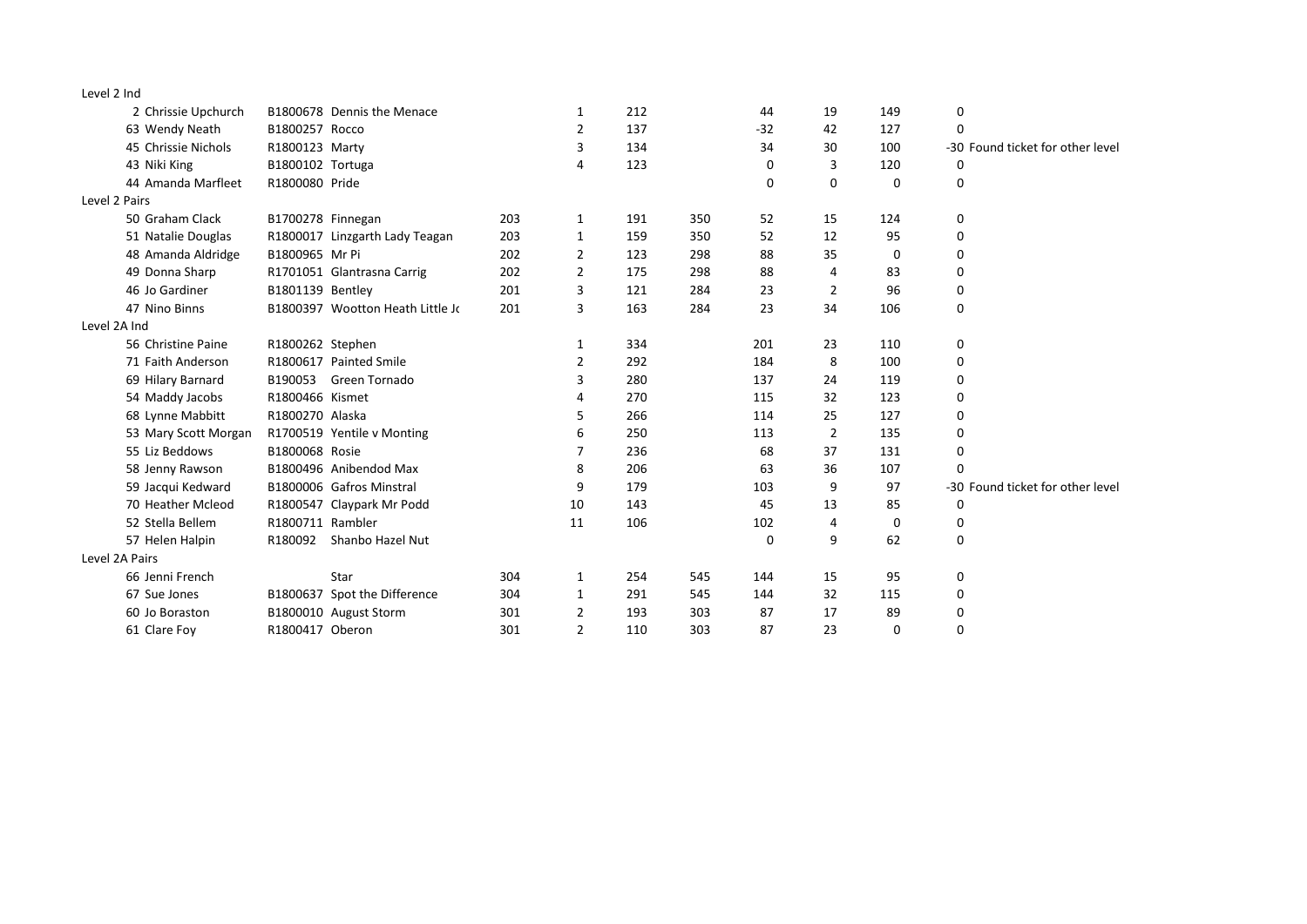| | | | | | | | | | | | |
|---|---|---|---|---|---|---|---|---|---|---|---|
| Level 2 Ind | | | | | | | | | | | |
| | 2 | Chrissie Upchurch | B1800678 | Dennis the Menace | | 1 | 212 | | 44 | 19 | 149 | 0 |
| | 63 | Wendy Neath | B1800257 | Rocco | | 2 | 137 | | -32 | 42 | 127 | 0 |
| | 45 | Chrissie Nichols | R1800123 | Marty | | 3 | 134 | | 34 | 30 | 100 | -30 Found ticket for other level |
| | 43 | Niki King | B1800102 | Tortuga | | 4 | 123 | | 0 | 3 | 120 | 0 |
| | 44 | Amanda Marfleet | R1800080 | Pride | | | | | 0 | 0 | 0 | 0 |
| Level 2 Pairs | | | | | | | | | | | |
| | 50 | Graham Clack | B1700278 | Finnegan | 203 | 1 | 191 | 350 | 52 | 15 | 124 | 0 |
| | 51 | Natalie Douglas | R1800017 | Linzgarth Lady Teagan | 203 | 1 | 159 | 350 | 52 | 12 | 95 | 0 |
| | 48 | Amanda Aldridge | B1800965 | Mr Pi | 202 | 2 | 123 | 298 | 88 | 35 | 0 | 0 |
| | 49 | Donna Sharp | R1701051 | Glantrasna Carrig | 202 | 2 | 175 | 298 | 88 | 4 | 83 | 0 |
| | 46 | Jo Gardiner | B1801139 | Bentley | 201 | 3 | 121 | 284 | 23 | 2 | 96 | 0 |
| | 47 | Nino Binns | B1800397 | Wootton Heath Little Jc | 201 | 3 | 163 | 284 | 23 | 34 | 106 | 0 |
| Level 2A Ind | | | | | | | | | | | |
| | 56 | Christine Paine | R1800262 | Stephen | | 1 | 334 | | 201 | 23 | 110 | 0 |
| | 71 | Faith Anderson | R1800617 | Painted Smile | | 2 | 292 | | 184 | 8 | 100 | 0 |
| | 69 | Hilary Barnard | B190053 | Green Tornado | | 3 | 280 | | 137 | 24 | 119 | 0 |
| | 54 | Maddy Jacobs | R1800466 | Kismet | | 4 | 270 | | 115 | 32 | 123 | 0 |
| | 68 | Lynne Mabbitt | R1800270 | Alaska | | 5 | 266 | | 114 | 25 | 127 | 0 |
| | 53 | Mary Scott Morgan | R1700519 | Yentile v Monting | | 6 | 250 | | 113 | 2 | 135 | 0 |
| | 55 | Liz Beddows | B1800068 | Rosie | | 7 | 236 | | 68 | 37 | 131 | 0 |
| | 58 | Jenny Rawson | B1800496 | Anibendod Max | | 8 | 206 | | 63 | 36 | 107 | 0 |
| | 59 | Jacqui Kedward | B1800006 | Gafros Minstral | | 9 | 179 | | 103 | 9 | 97 | -30 Found ticket for other level |
| | 70 | Heather Mcleod | R1800547 | Claypark Mr Podd | | 10 | 143 | | 45 | 13 | 85 | 0 |
| | 52 | Stella Bellem | R1800711 | Rambler | | 11 | 106 | | 102 | 4 | 0 | 0 |
| | 57 | Helen Halpin | R180092 | Shanbo Hazel Nut | | | | | 0 | 9 | 62 | 0 |
| Level 2A Pairs | | | | | | | | | | | |
| | 66 | Jenni French | | Star | 304 | 1 | 254 | 545 | 144 | 15 | 95 | 0 |
| | 67 | Sue Jones | B1800637 | Spot the Difference | 304 | 1 | 291 | 545 | 144 | 32 | 115 | 0 |
| | 60 | Jo Boraston | B1800010 | August Storm | 301 | 2 | 193 | 303 | 87 | 17 | 89 | 0 |
| | 61 | Clare Foy | R1800417 | Oberon | 301 | 2 | 110 | 303 | 87 | 23 | 0 | 0 |